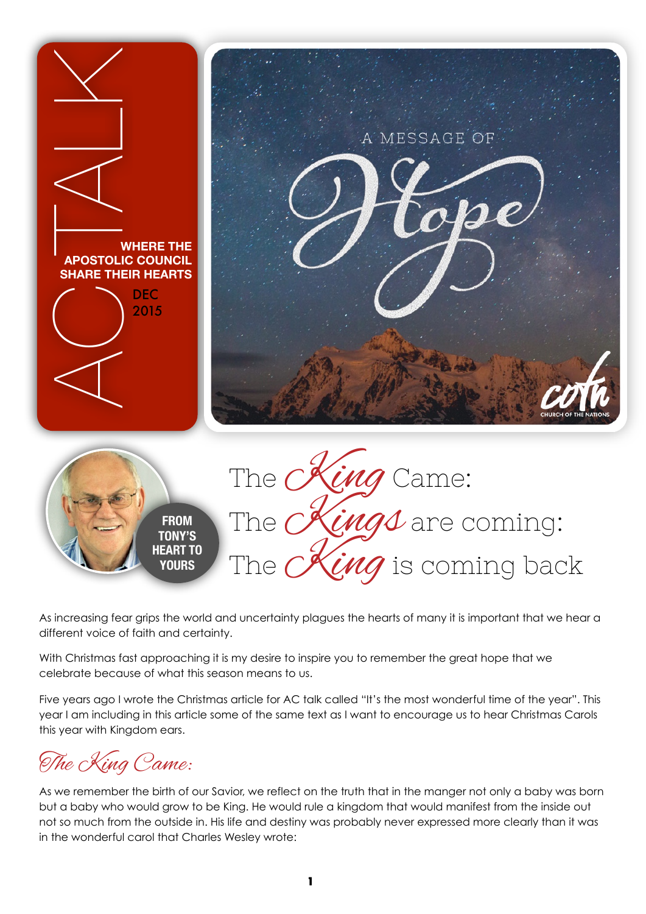# AC TALK

**WHERE THE APOSTOLIC COUNCIL SHARE THEIR HEARTS**

DEC 2015

A MESSAGE OF Hope

cotn CHURCH OF THE NATIONS

**FROM TONY'S HEART TO YOURS**

## The King Came: The Kings are coming: The King is coming back

As increasing fear grips the world and uncertainty plagues the hearts of many it is important that we hear a different voice of faith and certainty.

With Christmas fast approaching it is my desire to inspire you to remember the great hope that we celebrate because of what this season means to us.

Five years ago I wrote the Christmas article for AC talk called "It's the most wonderful time of the year". This year I am including in this article some of the same text as I want to encourage us to hear Christmas Carols this year with Kingdom ears.

### The King Came:

As we remember the birth of our Savior, we reflect on the truth that in the manger not only a baby was born but a baby who would grow to be King. He would rule a kingdom that would manifest from the inside out not so much from the outside in. His life and destiny was probably never expressed more clearly than it was in the wonderful carol that Charles Wesley wrote: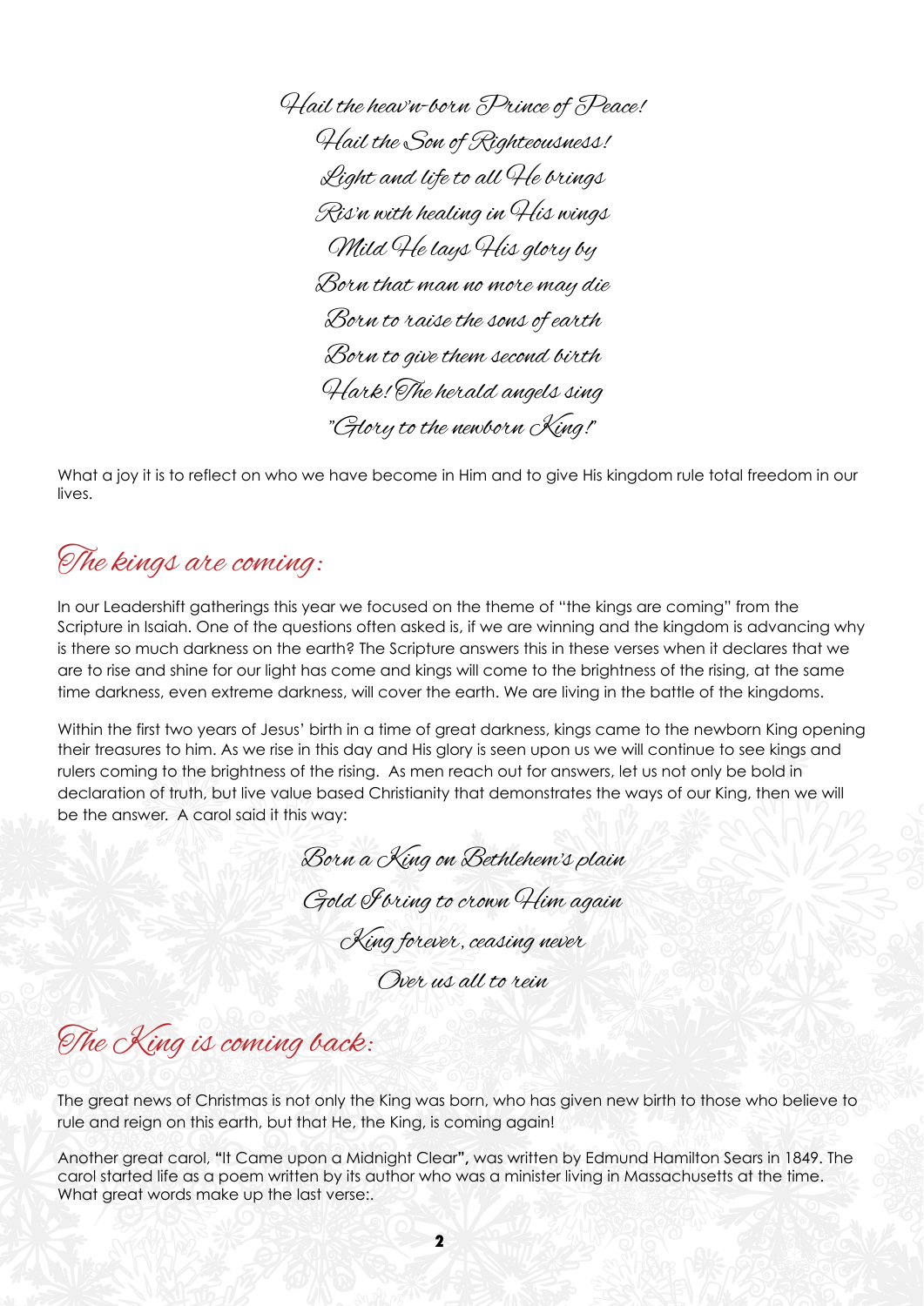*Hail the heav'n-born Prince of Peace!*
*Hail the Son of Righteousness!*
*Light and life to all He brings*
*Ris'n with healing in His wings*
*Mild He lays His glory by*
*Born that man no more may die*
*Born to raise the sons of earth*
*Born to give them second birth*
*Hark! The herald angels sing*
*"Glory to the newborn King!"*

What a joy it is to reflect on who we have become in Him and to give His kingdom rule total freedom in our lives.

## The kings are coming:

In our Leadershift gatherings this year we focused on the theme of "the kings are coming" from the Scripture in Isaiah. One of the questions often asked is, if we are winning and the kingdom is advancing why is there so much darkness on the earth? The Scripture answers this in these verses when it declares that we are to rise and shine for our light has come and kings will come to the brightness of the rising, at the same time darkness, even extreme darkness, will cover the earth. We are living in the battle of the kingdoms.

Within the first two years of Jesus' birth in a time of great darkness, kings came to the newborn King opening their treasures to him. As we rise in this day and His glory is seen upon us we will continue to see kings and rulers coming to the brightness of the rising. As men reach out for answers, let us not only be bold in declaration of truth, but live value based Christianity that demonstrates the ways of our King, then we will be the answer. A carol said it this way:

*Born a King on Bethlehem's plain*
*Gold I bring to crown Him again*
*King forever, ceasing never*
*Over us all to rein*

## The King is coming back:

The great news of Christmas is not only the King was born, who has given new birth to those who believe to rule and reign on this earth, but that He, the King, is coming again!

Another great carol, **"**It Came upon a Midnight Clear**",** was written by Edmund Hamilton Sears in 1849. The carol started life as a poem written by its author who was a minister living in Massachusetts at the time. What great words make up the last verse:.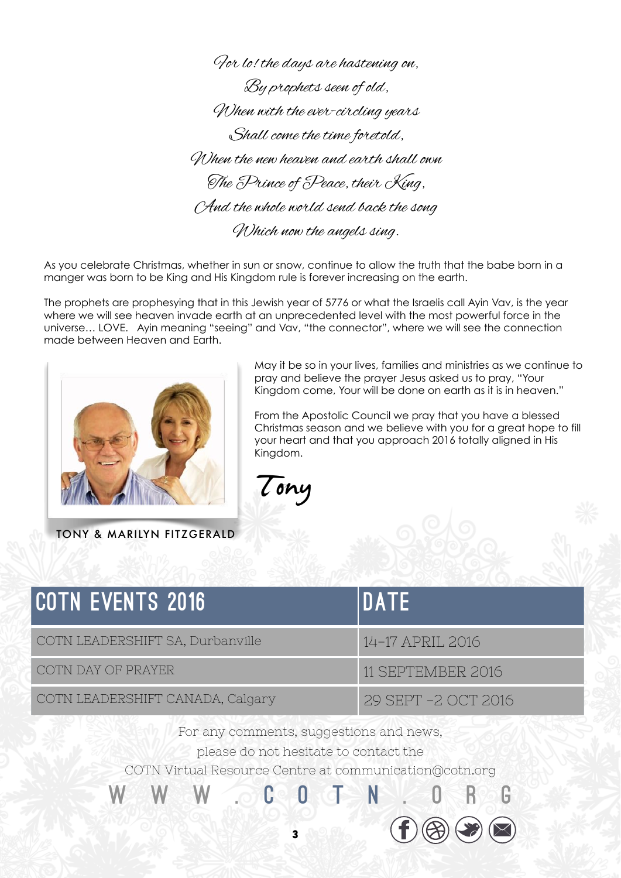*For lo! the days are hastening on,*
*By prophets seen of old,*
*When with the ever-circling years*
*Shall come the time foretold,*
*When the new heaven and earth shall own*
*The Prince of Peace, their King,*
*And the whole world send back the song*
*Which now the angels sing.*

As you celebrate Christmas, whether in sun or snow, continue to allow the truth that the babe born in a manger was born to be King and His Kingdom rule is forever increasing on the earth.

The prophets are prophesying that in this Jewish year of 5776 or what the Israelis call Ayin Vav, is the year where we will see heaven invade earth at an unprecedented level with the most powerful force in the universe… LOVE. Ayin meaning "seeing" and Vav, "the connector", where we will see the connection made between Heaven and Earth.

May it be so in your lives, families and ministries as we continue to pray and believe the prayer Jesus asked us to pray, "Your Kingdom come, Your will be done on earth as it is in heaven."

From the Apostolic Council we pray that you have a blessed Christmas season and we believe with you for a great hope to fill your heart and that you approach 2016 totally aligned in His Kingdom.

*Tony*

TONY & MARILYN FITZGERALD

| COTN EVENTS 2016 | DATE |
|---|---|
| COTN LEADERSHIFT SA, Durbanville | 14-17 APRIL 2016 |
| COTN DAY OF PRAYER | 11 SEPTEMBER 2016 |
| COTN LEADERSHIFT CANADA, Calgary | 29 SEPT -2 OCT 2016 |

For any comments, suggestions and news,
please do not hesitate to contact the
COTN Virtual Resource Centre at communication@cotn.org

WWW.COTN.ORG